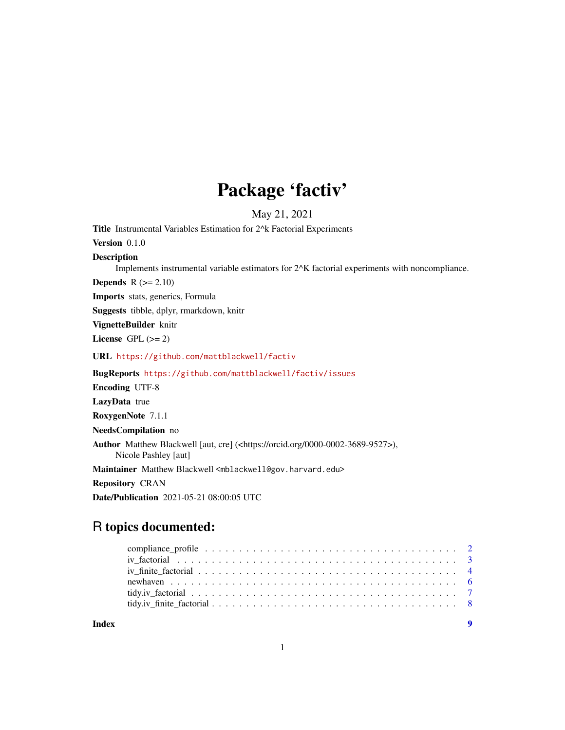# Package 'factiv'

May 21, 2021

**Title** Instrumental Variables Estimation for 2^k Factorial Experiments

**Version** 0.1.0

**Description**
Implements instrumental variable estimators for 2^K factorial experiments with noncompliance.

**Depends** R (>= 2.10)

**Imports** stats, generics, Formula

**Suggests** tibble, dplyr, rmarkdown, knitr

**VignetteBuilder** knitr

**License** GPL (>= 2)

**URL** https://github.com/mattblackwell/factiv

**BugReports** https://github.com/mattblackwell/factiv/issues

**Encoding** UTF-8

**LazyData** true

**RoxygenNote** 7.1.1

**NeedsCompilation** no

**Author** Matthew Blackwell [aut, cre] (<https://orcid.org/0000-0002-3689-9527>), Nicole Pashley [aut]

**Maintainer** Matthew Blackwell <mblackwell@gov.harvard.edu>

**Repository** CRAN

**Date/Publication** 2021-05-21 08:00:05 UTC

## R topics documented:

| | |
|---|---|
| compliance_profile | 2 |
| iv_factorial | 3 |
| iv_finite_factorial | 4 |
| newhaven | 6 |
| tidy.iv_factorial | 7 |
| tidy.iv_finite_factorial | 8 |
| **Index** | **9** |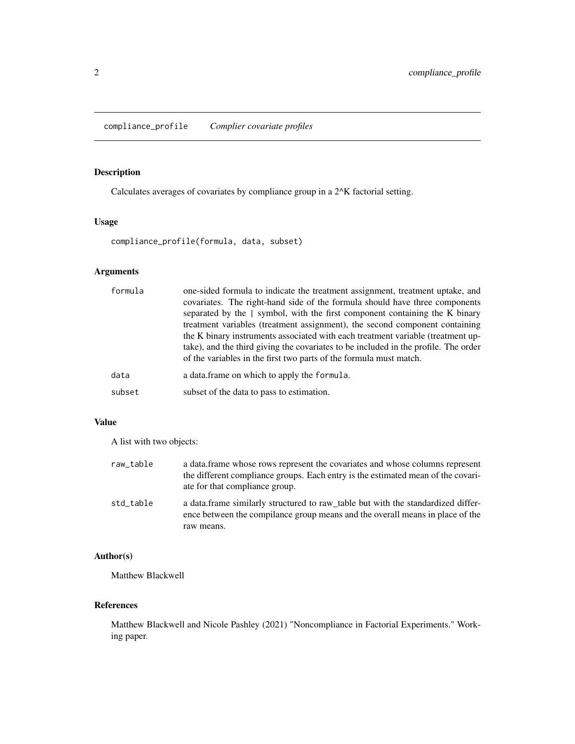## compliance_profile *Complier covariate profiles*

### Description

Calculates averages of covariates by compliance group in a 2^K factorial setting.

### Usage

```
compliance_profile(formula, data, subset)
```

### Arguments

| | |
|---|---|
| formula | one-sided formula to indicate the treatment assignment, treatment uptake, and covariates. The right-hand side of the formula should have three components separated by the \| symbol, with the first component containing the K binary treatment variables (treatment assignment), the second component containing the K binary instruments associated with each treatment variable (treatment uptake), and the third giving the covariates to be included in the profile. The order of the variables in the first two parts of the formula must match. |
| data | a data.frame on which to apply the formula. |
| subset | subset of the data to pass to estimation. |

### Value

A list with two objects:

| | |
|---|---|
| raw_table | a data.frame whose rows represent the covariates and whose columns represent the different compliance groups. Each entry is the estimated mean of the covariate for that compliance group. |
| std_table | a data.frame similarly structured to raw_table but with the standardized difference between the compilance group means and the overall means in place of the raw means. |

### Author(s)

Matthew Blackwell

### References

Matthew Blackwell and Nicole Pashley (2021) "Noncompliance in Factorial Experiments." Working paper.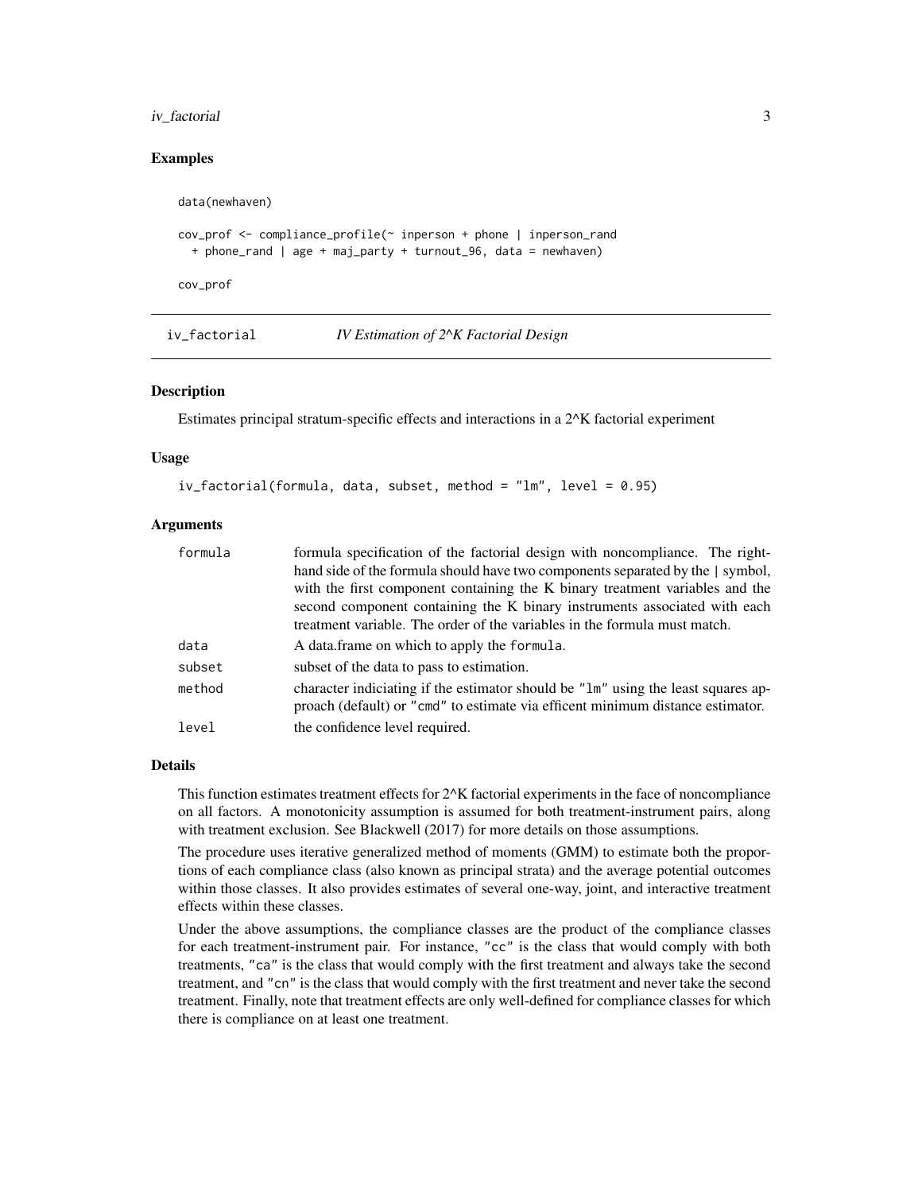## Examples

```
data(newhaven)

cov_prof <- compliance_profile(~ inperson + phone | inperson_rand
  + phone_rand | age + maj_party + turnout_96, data = newhaven)

cov_prof
```

---

## iv_factorial *IV Estimation of 2^K Factorial Design*

### Description

Estimates principal stratum-specific effects and interactions in a 2^K factorial experiment

### Usage

```
iv_factorial(formula, data, subset, method = "lm", level = 0.95)
```

### Arguments

| | |
|---|---|
| `formula` | formula specification of the factorial design with noncompliance. The right-hand side of the formula should have two components separated by the \| symbol, with the first component containing the K binary treatment variables and the second component containing the K binary instruments associated with each treatment variable. The order of the variables in the formula must match. |
| `data` | A data.frame on which to apply the `formula`. |
| `subset` | subset of the data to pass to estimation. |
| `method` | character indiciating if the estimator should be `"lm"` using the least squares approach (default) or `"cmd"` to estimate via efficent minimum distance estimator. |
| `level` | the confidence level required. |

### Details

This function estimates treatment effects for 2^K factorial experiments in the face of noncompliance on all factors. A monotonicity assumption is assumed for both treatment-instrument pairs, along with treatment exclusion. See Blackwell (2017) for more details on those assumptions.

The procedure uses iterative generalized method of moments (GMM) to estimate both the proportions of each compliance class (also known as principal strata) and the average potential outcomes within those classes. It also provides estimates of several one-way, joint, and interactive treatment effects within these classes.

Under the above assumptions, the compliance classes are the product of the compliance classes for each treatment-instrument pair. For instance, `"cc"` is the class that would comply with both treatments, `"ca"` is the class that would comply with the first treatment and always take the second treatment, and `"cn"` is the class that would comply with the first treatment and never take the second treatment. Finally, note that treatment effects are only well-defined for compliance classes for which there is compliance on at least one treatment.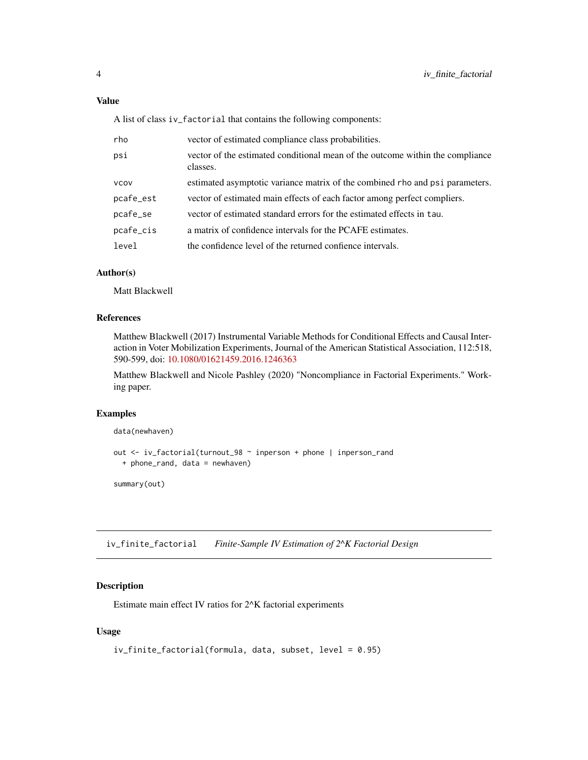### Value

A list of class `iv_factorial` that contains the following components:

| | |
|---|---|
| rho | vector of estimated compliance class probabilities. |
| psi | vector of the estimated conditional mean of the outcome within the compliance classes. |
| vcov | estimated asymptotic variance matrix of the combined rho and psi parameters. |
| pcafe_est | vector of estimated main effects of each factor among perfect compliers. |
| pcafe_se | vector of estimated standard errors for the estimated effects in tau. |
| pcafe_cis | a matrix of confidence intervals for the PCAFE estimates. |
| level | the confidence level of the returned confience intervals. |

### Author(s)

Matt Blackwell

### References

Matthew Blackwell (2017) Instrumental Variable Methods for Conditional Effects and Causal Interaction in Voter Mobilization Experiments, Journal of the American Statistical Association, 112:518, 590-599, doi: 10.1080/01621459.2016.1246363

Matthew Blackwell and Nicole Pashley (2020) "Noncompliance in Factorial Experiments." Working paper.

### Examples

```
data(newhaven)

out <- iv_factorial(turnout_98 ~ inperson + phone | inperson_rand
  + phone_rand, data = newhaven)

summary(out)
```

## iv_finite_factorial — *Finite-Sample IV Estimation of 2^K Factorial Design*

### Description

Estimate main effect IV ratios for 2^K factorial experiments

### Usage

```
iv_finite_factorial(formula, data, subset, level = 0.95)
```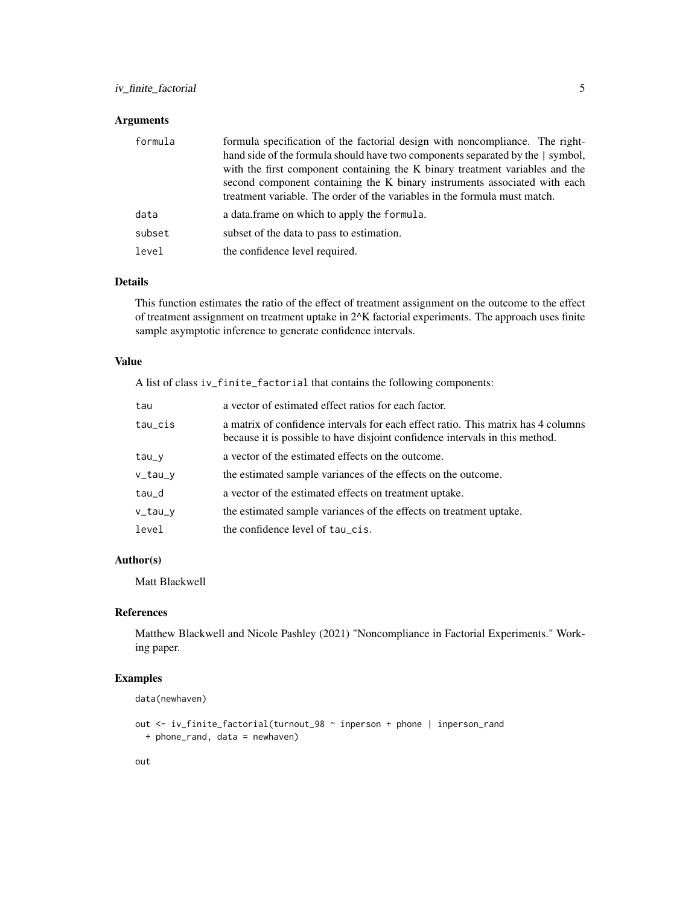## Arguments

| | |
|---|---|
| `formula` | formula specification of the factorial design with noncompliance. The right-hand side of the formula should have two components separated by the \| symbol, with the first component containing the K binary treatment variables and the second component containing the K binary instruments associated with each treatment variable. The order of the variables in the formula must match. |
| `data` | a data.frame on which to apply the `formula`. |
| `subset` | subset of the data to pass to estimation. |
| `level` | the confidence level required. |

## Details

This function estimates the ratio of the effect of treatment assignment on the outcome to the effect of treatment assignment on treatment uptake in 2^K factorial experiments. The approach uses finite sample asymptotic inference to generate confidence intervals.

## Value

A list of class `iv_finite_factorial` that contains the following components:

| | |
|---|---|
| `tau` | a vector of estimated effect ratios for each factor. |
| `tau_cis` | a matrix of confidence intervals for each effect ratio. This matrix has 4 columns because it is possible to have disjoint confidence intervals in this method. |
| `tau_y` | a vector of the estimated effects on the outcome. |
| `v_tau_y` | the estimated sample variances of the effects on the outcome. |
| `tau_d` | a vector of the estimated effects on treatment uptake. |
| `v_tau_y` | the estimated sample variances of the effects on treatment uptake. |
| `level` | the confidence level of `tau_cis`. |

## Author(s)

Matt Blackwell

## References

Matthew Blackwell and Nicole Pashley (2021) "Noncompliance in Factorial Experiments." Working paper.

## Examples

```
data(newhaven)

out <- iv_finite_factorial(turnout_98 ~ inperson + phone | inperson_rand
  + phone_rand, data = newhaven)

out
```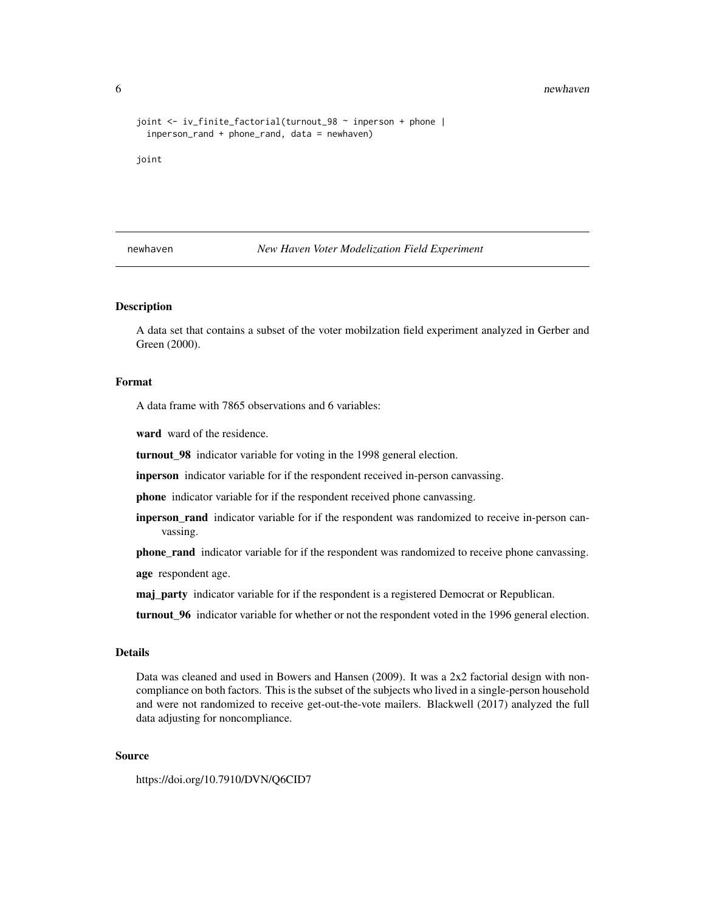```
joint <- iv_finite_factorial(turnout_98 ~ inperson + phone |
  inperson_rand + phone_rand, data = newhaven)

joint
```

## newhaven *New Haven Voter Modelization Field Experiment*

### Description

A data set that contains a subset of the voter mobilzation field experiment analyzed in Gerber and Green (2000).

### Format

A data frame with 7865 observations and 6 variables:

**ward** ward of the residence.

**turnout_98** indicator variable for voting in the 1998 general election.

**inperson** indicator variable for if the respondent received in-person canvassing.

**phone** indicator variable for if the respondent received phone canvassing.

**inperson_rand** indicator variable for if the respondent was randomized to receive in-person canvassing.

**phone_rand** indicator variable for if the respondent was randomized to receive phone canvassing.

**age** respondent age.

**maj_party** indicator variable for if the respondent is a registered Democrat or Republican.

**turnout_96** indicator variable for whether or not the respondent voted in the 1996 general election.

### Details

Data was cleaned and used in Bowers and Hansen (2009). It was a 2x2 factorial design with noncompliance on both factors. This is the subset of the subjects who lived in a single-person household and were not randomized to receive get-out-the-vote mailers. Blackwell (2017) analyzed the full data adjusting for noncompliance.

### Source

https://doi.org/10.7910/DVN/Q6CID7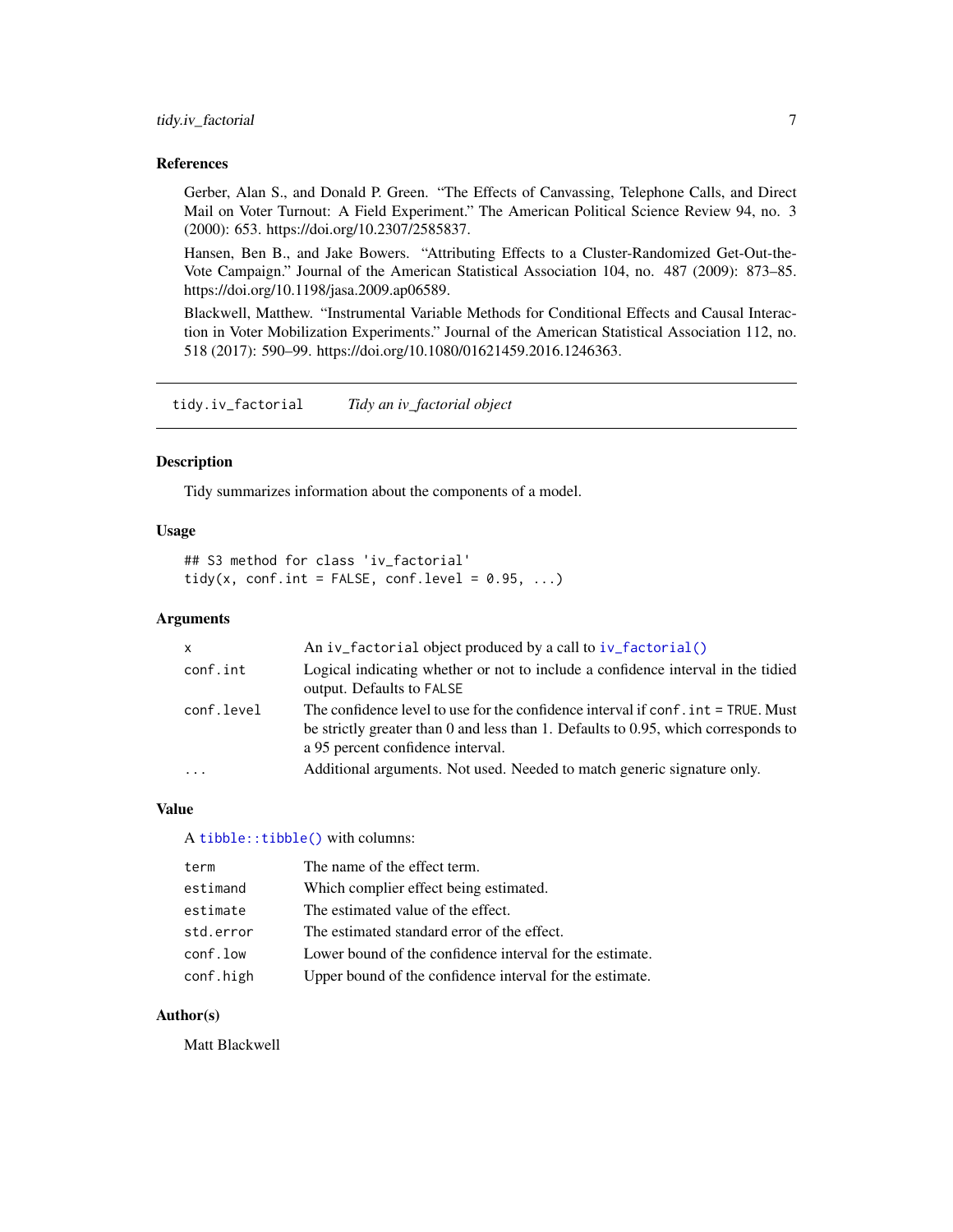### References

Gerber, Alan S., and Donald P. Green. "The Effects of Canvassing, Telephone Calls, and Direct Mail on Voter Turnout: A Field Experiment." The American Political Science Review 94, no. 3 (2000): 653. https://doi.org/10.2307/2585837.

Hansen, Ben B., and Jake Bowers. "Attributing Effects to a Cluster-Randomized Get-Out-the-Vote Campaign." Journal of the American Statistical Association 104, no. 487 (2009): 873–85. https://doi.org/10.1198/jasa.2009.ap06589.

Blackwell, Matthew. "Instrumental Variable Methods for Conditional Effects and Causal Interaction in Voter Mobilization Experiments." Journal of the American Statistical Association 112, no. 518 (2017): 590–99. https://doi.org/10.1080/01621459.2016.1246363.

---

## tidy.iv_factorial — *Tidy an iv_factorial object*

### Description

Tidy summarizes information about the components of a model.

### Usage

```
## S3 method for class 'iv_factorial'
tidy(x, conf.int = FALSE, conf.level = 0.95, ...)
```

### Arguments

| | |
|---|---|
| `x` | An `iv_factorial` object produced by a call to `iv_factorial()` |
| `conf.int` | Logical indicating whether or not to include a confidence interval in the tidied output. Defaults to `FALSE` |
| `conf.level` | The confidence level to use for the confidence interval if `conf.int = TRUE`. Must be strictly greater than 0 and less than 1. Defaults to 0.95, which corresponds to a 95 percent confidence interval. |
| `...` | Additional arguments. Not used. Needed to match generic signature only. |

### Value

A `tibble::tibble()` with columns:

| | |
|---|---|
| `term` | The name of the effect term. |
| `estimand` | Which complier effect being estimated. |
| `estimate` | The estimated value of the effect. |
| `std.error` | The estimated standard error of the effect. |
| `conf.low` | Lower bound of the confidence interval for the estimate. |
| `conf.high` | Upper bound of the confidence interval for the estimate. |

### Author(s)

Matt Blackwell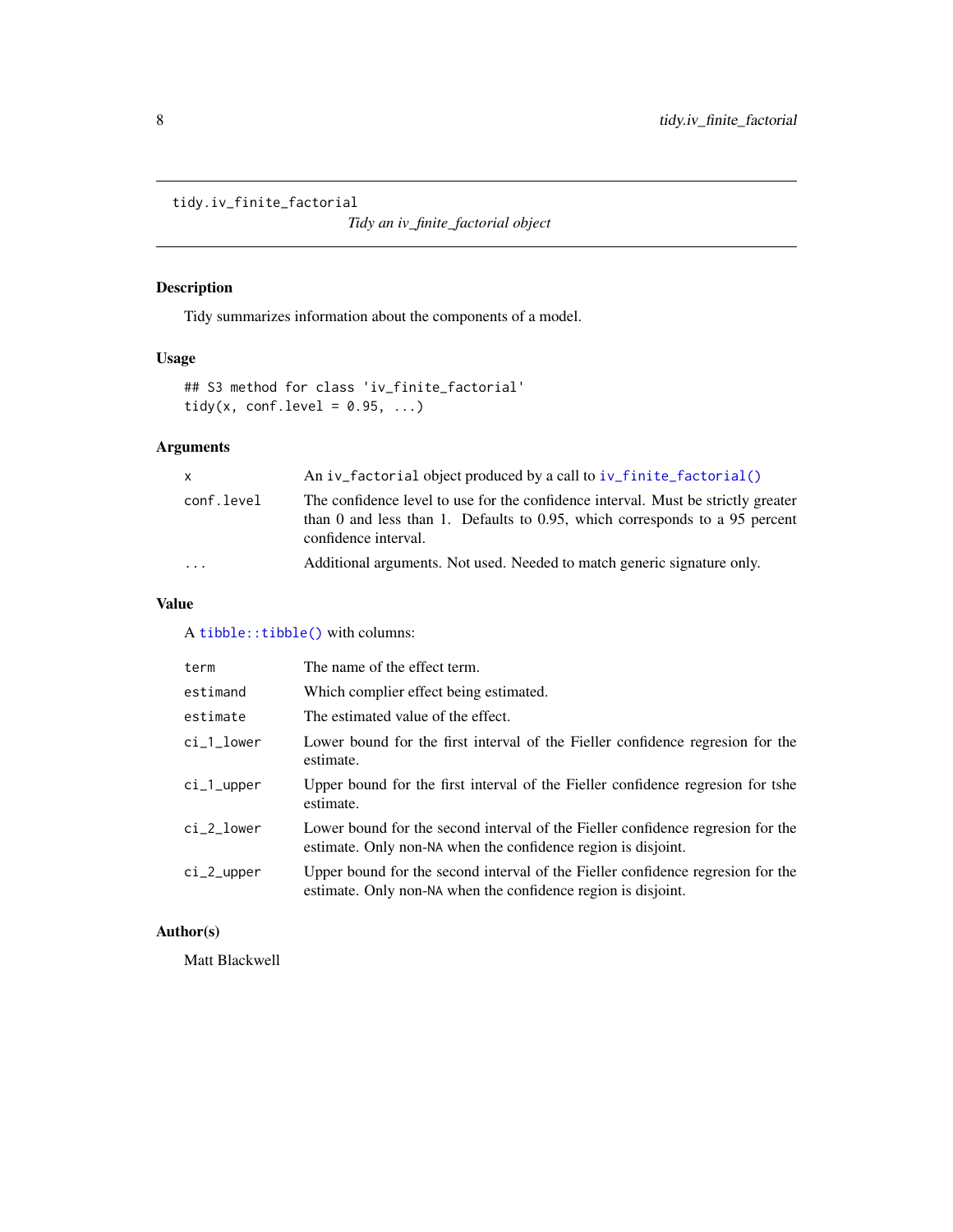`tidy.iv_finite_factorial` *Tidy an iv_finite_factorial object*

## Description

Tidy summarizes information about the components of a model.

## Usage

```
## S3 method for class 'iv_finite_factorial'
tidy(x, conf.level = 0.95, ...)
```

## Arguments

| | |
|---|---|
| `x` | An `iv_factorial` object produced by a call to `iv_finite_factorial()` |
| `conf.level` | The confidence level to use for the confidence interval. Must be strictly greater than 0 and less than 1. Defaults to 0.95, which corresponds to a 95 percent confidence interval. |
| `...` | Additional arguments. Not used. Needed to match generic signature only. |

## Value

A `tibble::tibble()` with columns:

| | |
|---|---|
| `term` | The name of the effect term. |
| `estimand` | Which complier effect being estimated. |
| `estimate` | The estimated value of the effect. |
| `ci_1_lower` | Lower bound for the first interval of the Fieller confidence regresion for the estimate. |
| `ci_1_upper` | Upper bound for the first interval of the Fieller confidence regresion for tshe estimate. |
| `ci_2_lower` | Lower bound for the second interval of the Fieller confidence regresion for the estimate. Only non-`NA` when the confidence region is disjoint. |
| `ci_2_upper` | Upper bound for the second interval of the Fieller confidence regresion for the estimate. Only non-`NA` when the confidence region is disjoint. |

## Author(s)

Matt Blackwell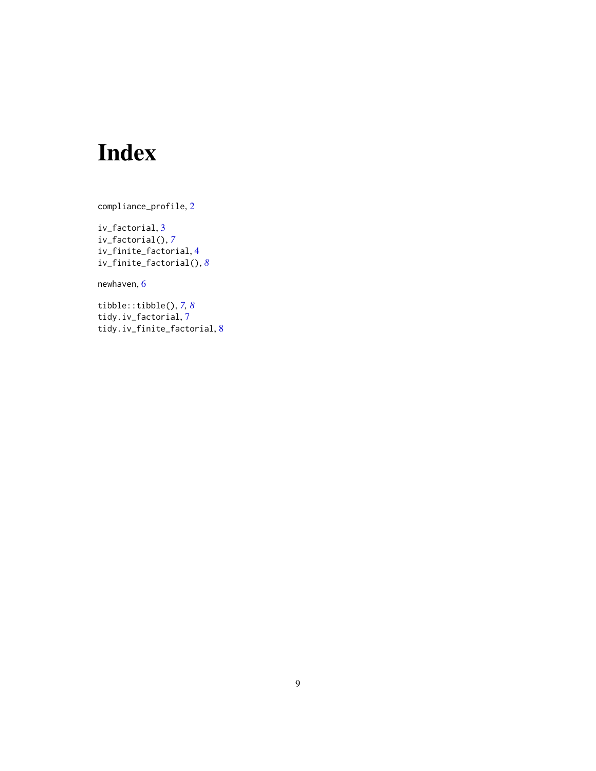# Index

compliance_profile, 2

iv_factorial, 3
iv_factorial(), *7*
iv_finite_factorial, 4
iv_finite_factorial(), *8*

newhaven, 6

tibble::tibble(), *7, 8*
tidy.iv_factorial, 7
tidy.iv_finite_factorial, 8